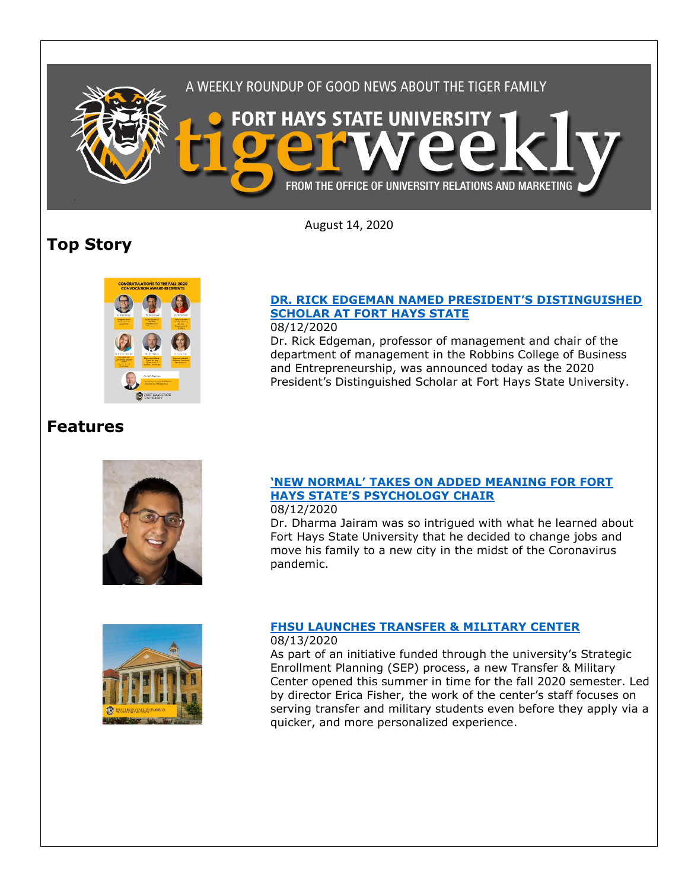A WEEKLY ROUNDUP OF GOOD NEWS ABOUT THE TIGER FAMILY

FORT HAYS STATE UNIVERSITY

# tigerweekly

FROM THE OFFICE OF UNIVERSITY RELATIONS AND MARKETING

August 14, 2020

## Top Story

### [DR. RICK EDGEMAN NAMED PRESIDENT'S DISTINGUISHED SCHOLAR AT FORT HAYS STATE]

08/12/2020

Dr. Rick Edgeman, professor of management and chair of the department of management in the Robbins College of Business and Entrepreneurship, was announced today as the 2020 President's Distinguished Scholar at Fort Hays State University.

## Features

### ['NEW NORMAL' TAKES ON ADDED MEANING FOR FORT HAYS STATE'S PSYCHOLOGY CHAIR]

08/12/2020

Dr. Dharma Jairam was so intrigued with what he learned about Fort Hays State University that he decided to change jobs and move his family to a new city in the midst of the Coronavirus pandemic.

### [FHSU LAUNCHES TRANSFER & MILITARY CENTER]

08/13/2020

As part of an initiative funded through the university's Strategic Enrollment Planning (SEP) process, a new Transfer & Military Center opened this summer in time for the fall 2020 semester. Led by director Erica Fisher, the work of the center's staff focuses on serving transfer and military students even before they apply via a quicker, and more personalized experience.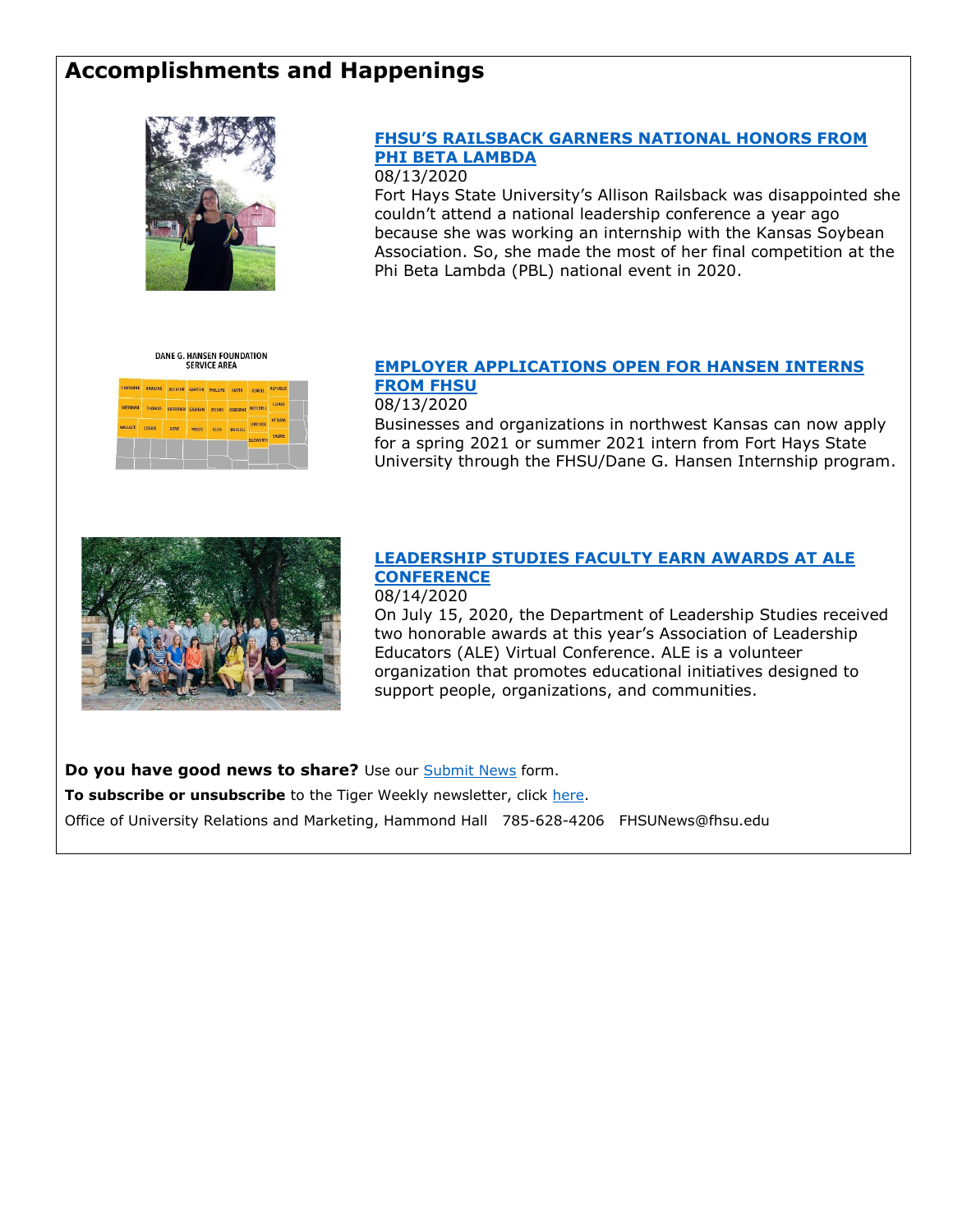# Accomplishments and Happenings

**[FHSU'S RAILSBACK GARNERS NATIONAL HONORS FROM PHI BETA LAMBDA]()**

08/13/2020

Fort Hays State University's Allison Railsback was disappointed she couldn't attend a national leadership conference a year ago because she was working an internship with the Kansas Soybean Association. So, she made the most of her final competition at the Phi Beta Lambda (PBL) national event in 2020.

**[EMPLOYER APPLICATIONS OPEN FOR HANSEN INTERNS FROM FHSU]()**

08/13/2020

Businesses and organizations in northwest Kansas can now apply for a spring 2021 or summer 2021 intern from Fort Hays State University through the FHSU/Dane G. Hansen Internship program.

**[LEADERSHIP STUDIES FACULTY EARN AWARDS AT ALE CONFERENCE]()**

08/14/2020

On July 15, 2020, the Department of Leadership Studies received two honorable awards at this year's Association of Leadership Educators (ALE) Virtual Conference. ALE is a volunteer organization that promotes educational initiatives designed to support people, organizations, and communities.

**Do you have good news to share?** Use our [Submit News]() form.

**To subscribe or unsubscribe** to the Tiger Weekly newsletter, click [here]().

Office of University Relations and Marketing, Hammond Hall 785-628-4206 FHSUNews@fhsu.edu